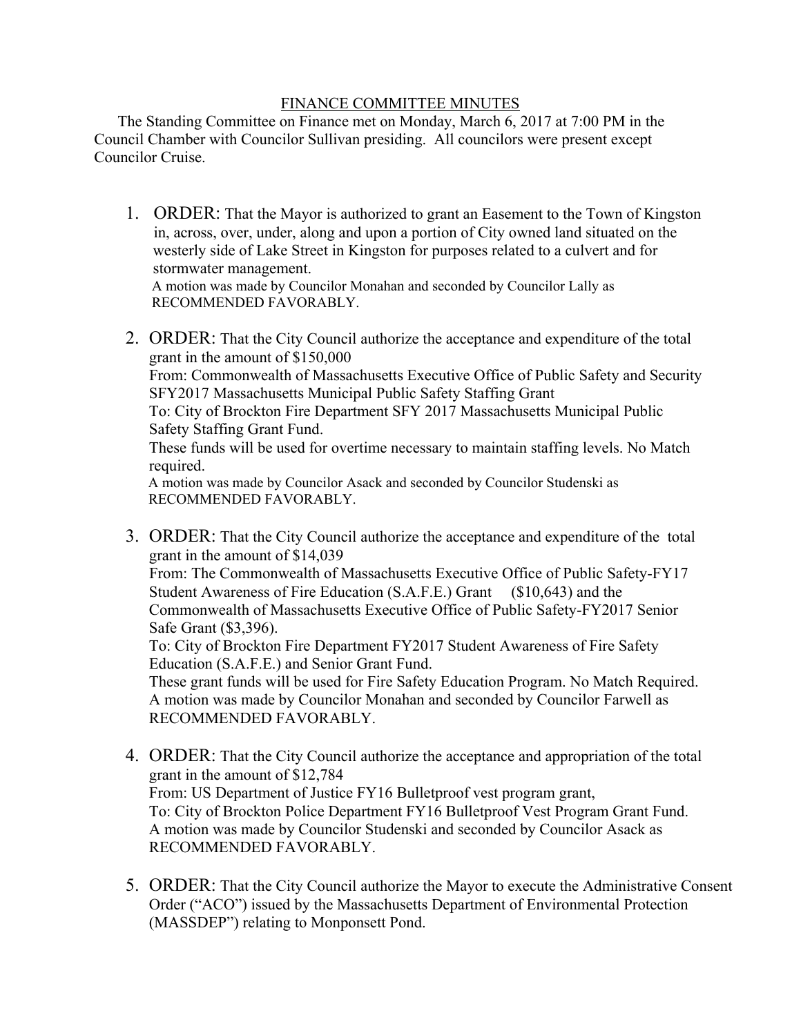# FINANCE COMMITTEE MINUTES

The Standing Committee on Finance met on Monday, March 6, 2017 at 7:00 PM in the Council Chamber with Councilor Sullivan presiding. All councilors were present except Councilor Cruise.

1. ORDER: That the Mayor is authorized to grant an Easement to the Town of Kingston in, across, over, under, along and upon a portion of City owned land situated on the westerly side of Lake Street in Kingston for purposes related to a culvert and for stormwater management.
   A motion was made by Councilor Monahan and seconded by Councilor Lally as RECOMMENDED FAVORABLY.

2. ORDER: That the City Council authorize the acceptance and expenditure of the total grant in the amount of $150,000
   From: Commonwealth of Massachusetts Executive Office of Public Safety and Security SFY2017 Massachusetts Municipal Public Safety Staffing Grant
   To: City of Brockton Fire Department SFY 2017 Massachusetts Municipal Public Safety Staffing Grant Fund.
   These funds will be used for overtime necessary to maintain staffing levels. No Match required.
   A motion was made by Councilor Asack and seconded by Councilor Studenski as RECOMMENDED FAVORABLY.

3. ORDER: That the City Council authorize the acceptance and expenditure of the total grant in the amount of $14,039
   From: The Commonwealth of Massachusetts Executive Office of Public Safety-FY17 Student Awareness of Fire Education (S.A.F.E.) Grant ($10,643) and the Commonwealth of Massachusetts Executive Office of Public Safety-FY2017 Senior Safe Grant ($3,396).
   To: City of Brockton Fire Department FY2017 Student Awareness of Fire Safety Education (S.A.F.E.) and Senior Grant Fund.
   These grant funds will be used for Fire Safety Education Program. No Match Required.
   A motion was made by Councilor Monahan and seconded by Councilor Farwell as RECOMMENDED FAVORABLY.

4. ORDER: That the City Council authorize the acceptance and appropriation of the total grant in the amount of $12,784
   From: US Department of Justice FY16 Bulletproof vest program grant,
   To: City of Brockton Police Department FY16 Bulletproof Vest Program Grant Fund.
   A motion was made by Councilor Studenski and seconded by Councilor Asack as RECOMMENDED FAVORABLY.

5. ORDER: That the City Council authorize the Mayor to execute the Administrative Consent Order ("ACO") issued by the Massachusetts Department of Environmental Protection (MASSDEP") relating to Monponsett Pond.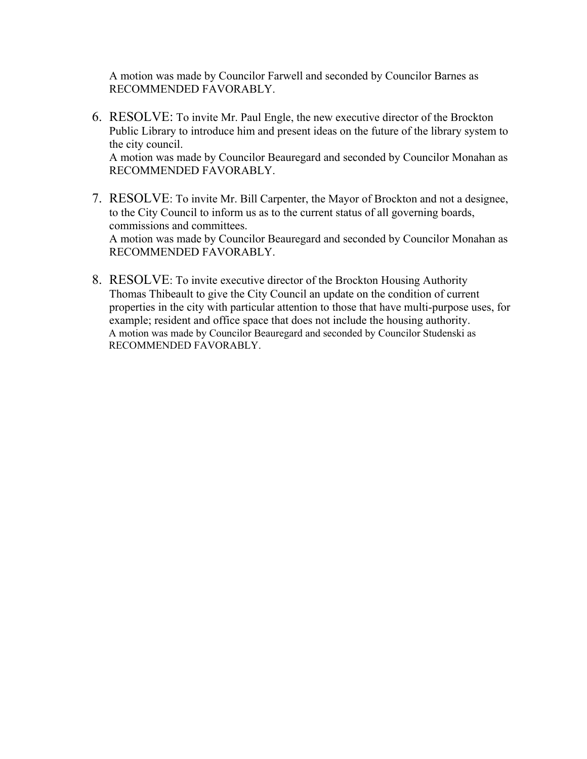A motion was made by Councilor Farwell and seconded by Councilor Barnes as RECOMMENDED FAVORABLY.

6. RESOLVE: To invite Mr. Paul Engle, the new executive director of the Brockton Public Library to introduce him and present ideas on the future of the library system to the city council.
   A motion was made by Councilor Beauregard and seconded by Councilor Monahan as RECOMMENDED FAVORABLY.

7. RESOLVE: To invite Mr. Bill Carpenter, the Mayor of Brockton and not a designee, to the City Council to inform us as to the current status of all governing boards, commissions and committees.
   A motion was made by Councilor Beauregard and seconded by Councilor Monahan as RECOMMENDED FAVORABLY.

8. RESOLVE: To invite executive director of the Brockton Housing Authority Thomas Thibeault to give the City Council an update on the condition of current properties in the city with particular attention to those that have multi-purpose uses, for example; resident and office space that does not include the housing authority.
   A motion was made by Councilor Beauregard and seconded by Councilor Studenski as RECOMMENDED FAVORABLY.